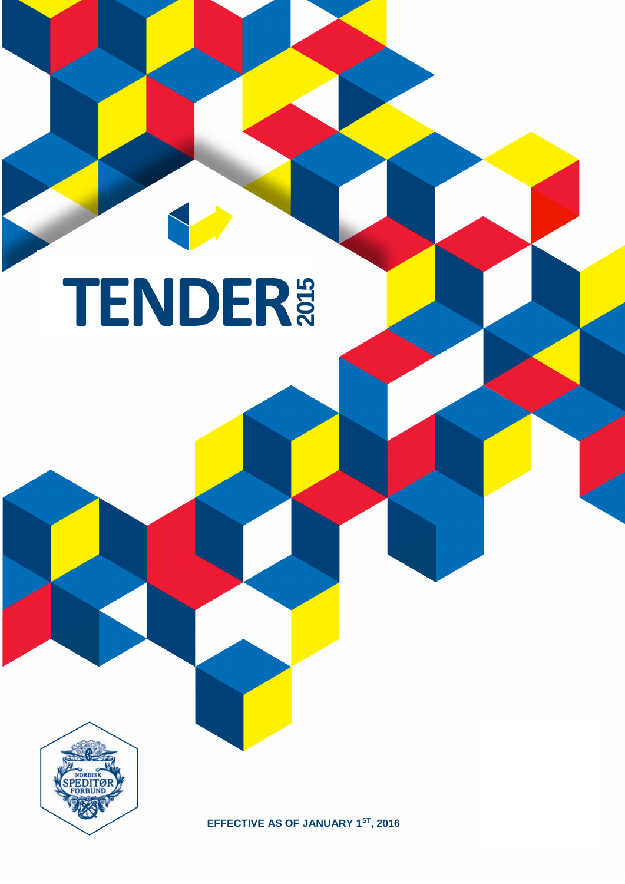# TENDER 2015

NORDISK SPEDITØR FORBUND

**EFFECTIVE AS OF JANUARY 1ST, 2016**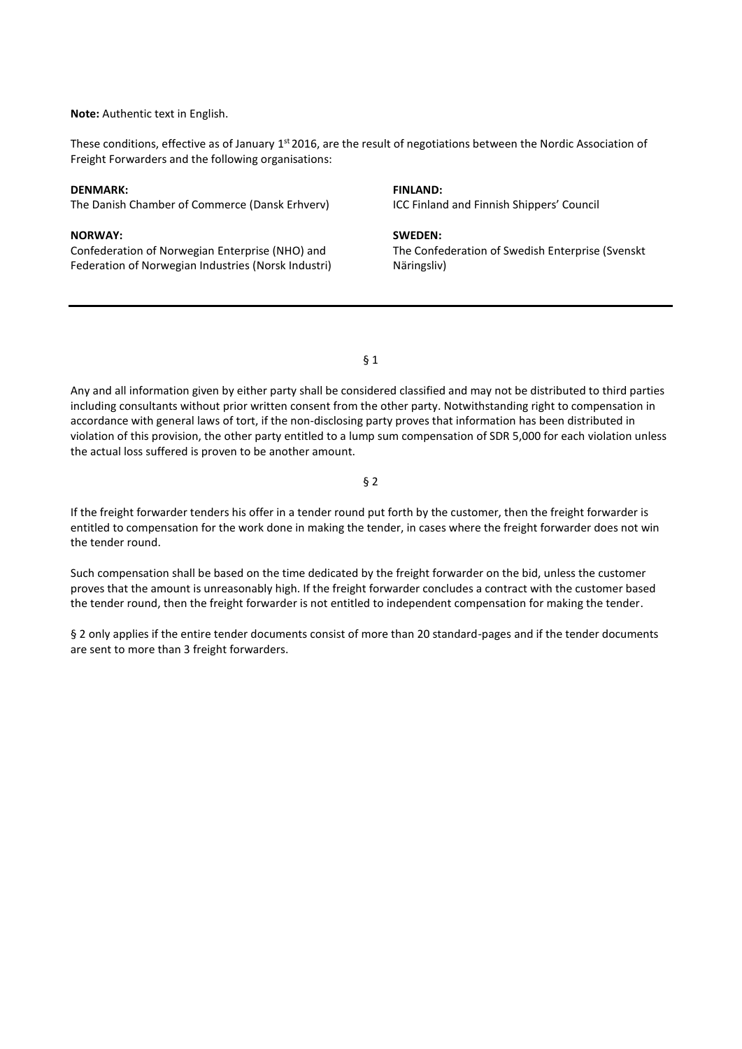**Note:** Authentic text in English.

These conditions, effective as of January 1st 2016, are the result of negotiations between the Nordic Association of Freight Forwarders and the following organisations:

**DENMARK:**
The Danish Chamber of Commerce (Dansk Erhverv)

**FINLAND:**
ICC Finland and Finnish Shippers' Council

**NORWAY:**
Confederation of Norwegian Enterprise (NHO) and Federation of Norwegian Industries (Norsk Industri)

**SWEDEN:**
The Confederation of Swedish Enterprise (Svenskt Näringsliv)

---

§ 1

Any and all information given by either party shall be considered classified and may not be distributed to third parties including consultants without prior written consent from the other party. Notwithstanding right to compensation in accordance with general laws of tort, if the non-disclosing party proves that information has been distributed in violation of this provision, the other party entitled to a lump sum compensation of SDR 5,000 for each violation unless the actual loss suffered is proven to be another amount.

§ 2

If the freight forwarder tenders his offer in a tender round put forth by the customer, then the freight forwarder is entitled to compensation for the work done in making the tender, in cases where the freight forwarder does not win the tender round.

Such compensation shall be based on the time dedicated by the freight forwarder on the bid, unless the customer proves that the amount is unreasonably high. If the freight forwarder concludes a contract with the customer based the tender round, then the freight forwarder is not entitled to independent compensation for making the tender.

§ 2 only applies if the entire tender documents consist of more than 20 standard-pages and if the tender documents are sent to more than 3 freight forwarders.